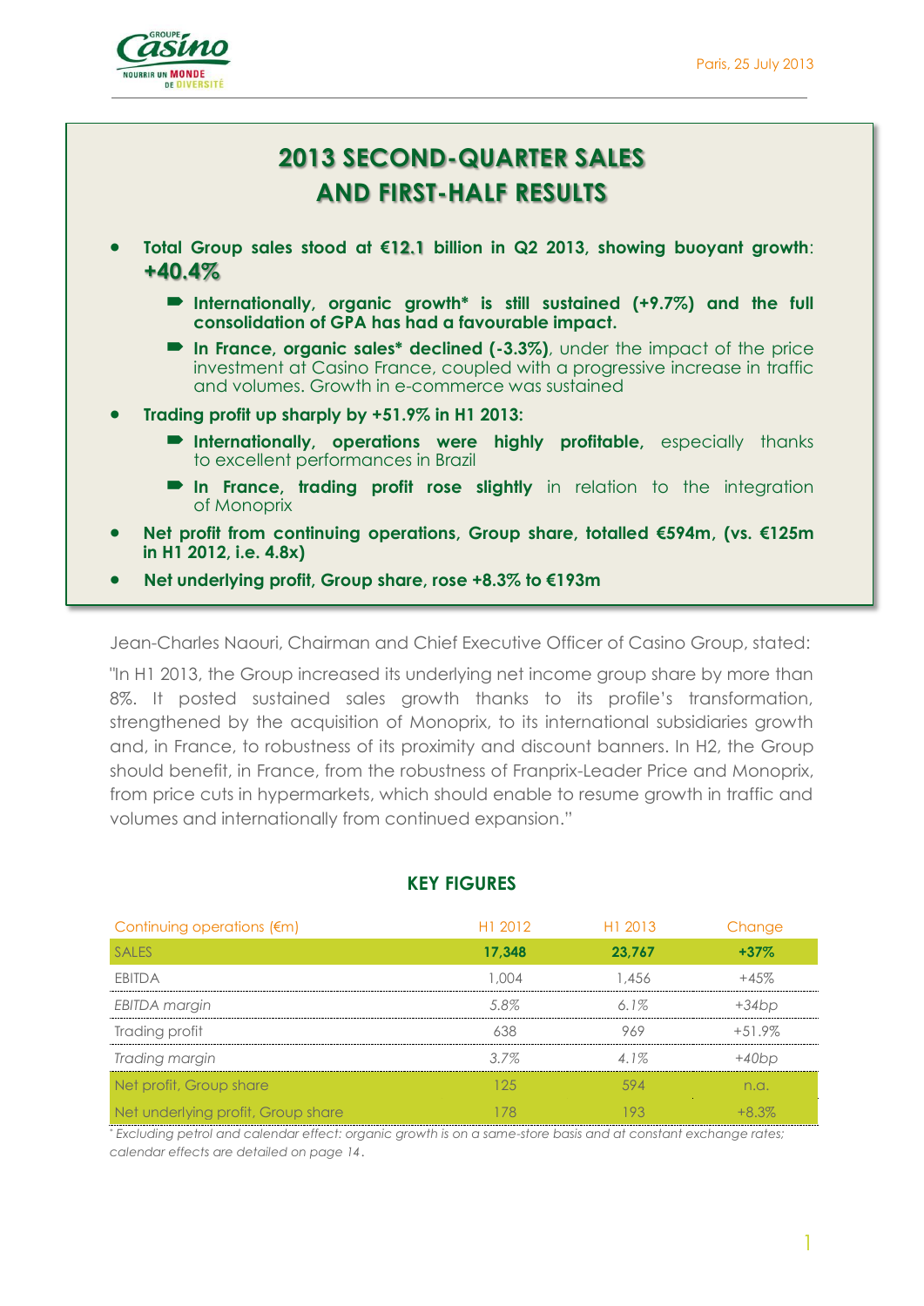Paris, 25 July 2013

# 2013 SECOND-QUARTER SALES AND FIRST-HALF RESULTS

- **Total Group sales stood at €12.1 billion in Q2 2013, showing buoyant growth: +40.4%**
  - **Internationally, organic growth* is still sustained (+9.7%) and the full consolidation of GPA has had a favourable impact.**
  - **In France, organic sales* declined (-3.3%)**, under the impact of the price investment at Casino France, coupled with a progressive increase in traffic and volumes. Growth in e-commerce was sustained
- **Trading profit up sharply by +51.9% in H1 2013:**
  - **Internationally, operations were highly profitable,** especially thanks to excellent performances in Brazil
  - **In France, trading profit rose slightly** in relation to the integration of Monoprix
- **Net profit from continuing operations, Group share, totalled €594m, (vs. €125m in H1 2012, i.e. 4.8x)**
- **Net underlying profit, Group share, rose +8.3% to €193m**

Jean-Charles Naouri, Chairman and Chief Executive Officer of Casino Group, stated:

"In H1 2013, the Group increased its underlying net income group share by more than 8%. It posted sustained sales growth thanks to its profile's transformation, strengthened by the acquisition of Monoprix, to its international subsidiaries growth and, in France, to robustness of its proximity and discount banners. In H2, the Group should benefit, in France, from the robustness of Franprix-Leader Price and Monoprix, from price cuts in hypermarkets, which should enable to resume growth in traffic and volumes and internationally from continued expansion."

## KEY FIGURES

| Continuing operations (€m) | H1 2012 | H1 2013 | Change |
|---|---|---|---|
| **SALES** | **17,348** | **23,767** | **+37%** |
| EBITDA | 1,004 | 1,456 | +45% |
| *EBITDA margin* | *5.8%* | *6.1%* | *+34bp* |
| Trading profit | 638 | 969 | +51.9% |
| *Trading margin* | *3.7%* | *4.1%* | *+40bp* |
| Net profit, Group share | 125 | 594 | n.a. |
| Net underlying profit, Group share | 178 | 193 | +8.3% |

*\* Excluding petrol and calendar effect: organic growth is on a same-store basis and at constant exchange rates; calendar effects are detailed on page 14.*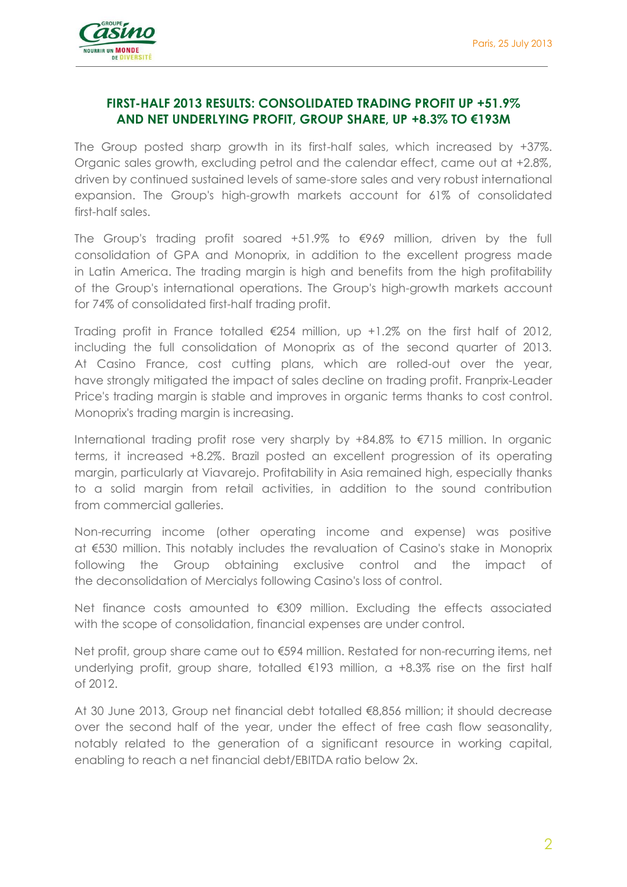Paris, 25 July 2013

## FIRST-HALF 2013 RESULTS: CONSOLIDATED TRADING PROFIT UP +51.9% AND NET UNDERLYING PROFIT, GROUP SHARE, UP +8.3% TO €193M

The Group posted sharp growth in its first-half sales, which increased by +37%. Organic sales growth, excluding petrol and the calendar effect, came out at +2.8%, driven by continued sustained levels of same-store sales and very robust international expansion. The Group's high-growth markets account for 61% of consolidated first-half sales.

The Group's trading profit soared +51.9% to €969 million, driven by the full consolidation of GPA and Monoprix, in addition to the excellent progress made in Latin America. The trading margin is high and benefits from the high profitability of the Group's international operations. The Group's high-growth markets account for 74% of consolidated first-half trading profit.

Trading profit in France totalled €254 million, up +1.2% on the first half of 2012, including the full consolidation of Monoprix as of the second quarter of 2013. At Casino France, cost cutting plans, which are rolled-out over the year, have strongly mitigated the impact of sales decline on trading profit. Franprix-Leader Price's trading margin is stable and improves in organic terms thanks to cost control. Monoprix's trading margin is increasing.

International trading profit rose very sharply by +84.8% to €715 million. In organic terms, it increased +8.2%. Brazil posted an excellent progression of its operating margin, particularly at Viavarejo. Profitability in Asia remained high, especially thanks to a solid margin from retail activities, in addition to the sound contribution from commercial galleries.

Non-recurring income (other operating income and expense) was positive at €530 million. This notably includes the revaluation of Casino's stake in Monoprix following the Group obtaining exclusive control and the impact of the deconsolidation of Mercialys following Casino's loss of control.

Net finance costs amounted to €309 million. Excluding the effects associated with the scope of consolidation, financial expenses are under control.

Net profit, group share came out to €594 million. Restated for non-recurring items, net underlying profit, group share, totalled €193 million, a +8.3% rise on the first half of 2012.

At 30 June 2013, Group net financial debt totalled €8,856 million; it should decrease over the second half of the year, under the effect of free cash flow seasonality, notably related to the generation of a significant resource in working capital, enabling to reach a net financial debt/EBITDA ratio below 2x.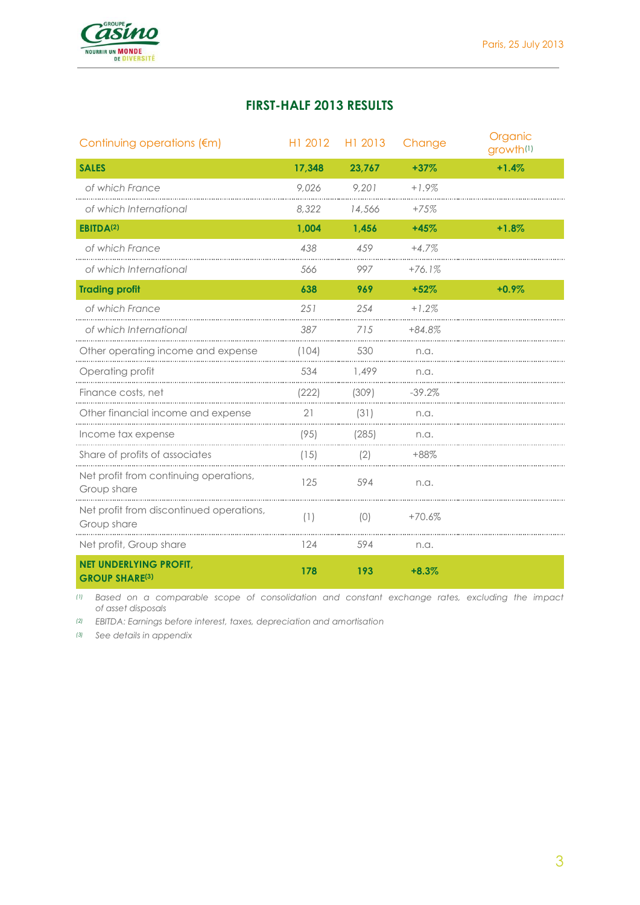## FIRST-HALF 2013 RESULTS

| Continuing operations (€m) | H1 2012 | H1 2013 | Change | Organic growth[1] |
|---|---|---|---|---|
| **SALES** | **17,348** | **23,767** | **+37%** | **+1.4%** |
| *of which France* | *9,026* | *9,201* | *+1.9%* | |
| *of which International* | *8,322* | *14,566* | *+75%* | |
| **EBITDA[2]** | **1,004** | **1,456** | **+45%** | **+1.8%** |
| *of which France* | *438* | *459* | *+4.7%* | |
| *of which International* | *566* | *997* | *+76.1%* | |
| **Trading profit** | **638** | **969** | **+52%** | **+0.9%** |
| *of which France* | *251* | *254* | *+1.2%* | |
| *of which International* | *387* | *715* | *+84.8%* | |
| Other operating income and expense | (104) | 530 | n.a. | |
| Operating profit | 534 | 1,499 | n.a. | |
| Finance costs, net | (222) | (309) | -39.2% | |
| Other financial income and expense | 21 | (31) | n.a. | |
| Income tax expense | (95) | (285) | n.a. | |
| Share of profits of associates | (15) | (2) | +88% | |
| Net profit from continuing operations, Group share | 125 | 594 | n.a. | |
| Net profit from discontinued operations, Group share | (1) | (0) | +70.6% | |
| Net profit, Group share | 124 | 594 | n.a. | |
| **NET UNDERLYING PROFIT, GROUP SHARE[3]** | **178** | **193** | **+8.3%** | |

*(1) Based on a comparable scope of consolidation and constant exchange rates, excluding the impact of asset disposals*

*(2) EBITDA: Earnings before interest, taxes, depreciation and amortisation*

*(3) See details in appendix*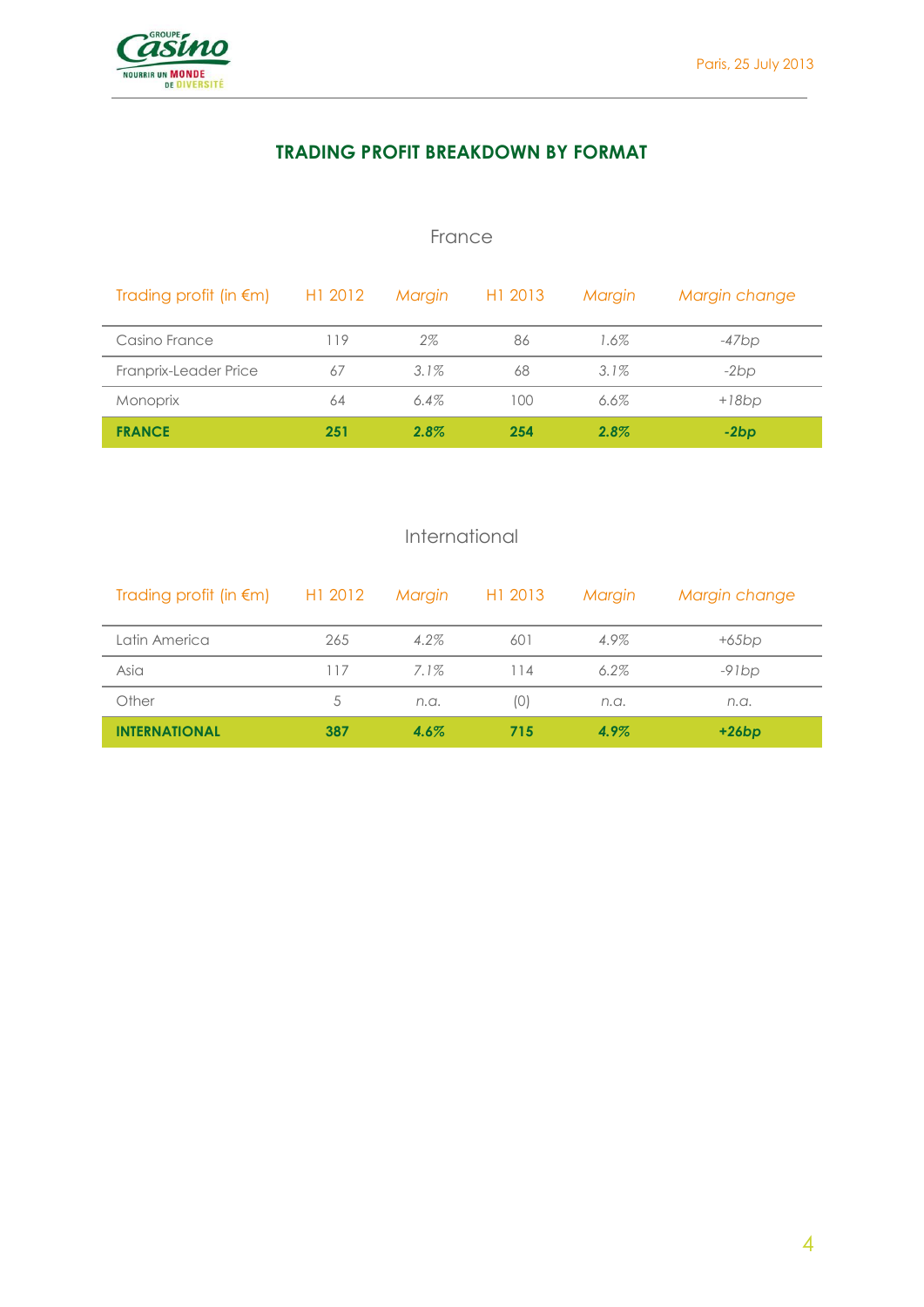## TRADING PROFIT BREAKDOWN BY FORMAT

### France

| Trading profit (in €m) | H1 2012 | *Margin* | H1 2013 | *Margin* | *Margin change* |
|---|---|---|---|---|---|
| Casino France | 119 | *2%* | 86 | *1.6%* | *-47bp* |
| Franprix-Leader Price | 67 | *3.1%* | 68 | *3.1%* | *-2bp* |
| Monoprix | 64 | *6.4%* | 100 | *6.6%* | *+18bp* |
| **FRANCE** | **251** | ***2.8%*** | **254** | ***2.8%*** | ***-2bp*** |

### International

| Trading profit (in €m) | H1 2012 | *Margin* | H1 2013 | *Margin* | *Margin change* |
|---|---|---|---|---|---|
| Latin America | 265 | *4.2%* | 601 | *4.9%* | *+65bp* |
| Asia | 117 | *7.1%* | 114 | *6.2%* | *-91bp* |
| Other | 5 | *n.a.* | (0) | *n.a.* | *n.a.* |
| **INTERNATIONAL** | **387** | ***4.6%*** | **715** | ***4.9%*** | ***+26bp*** |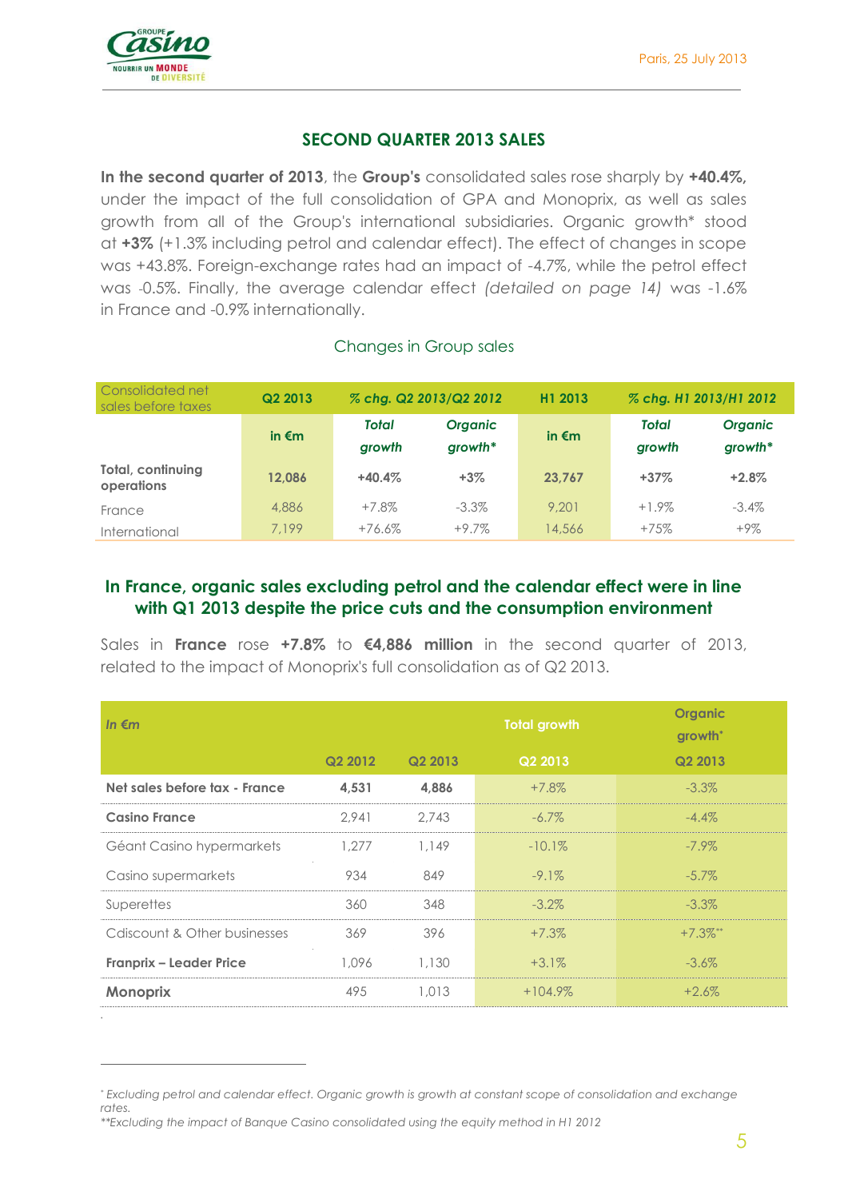Paris, 25 July 2013

## SECOND QUARTER 2013 SALES

**In the second quarter of 2013**, the **Group's** consolidated sales rose sharply by **+40.4%,** under the impact of the full consolidation of GPA and Monoprix, as well as sales growth from all of the Group's international subsidiaries. Organic growth* stood at **+3%** (+1.3% including petrol and calendar effect). The effect of changes in scope was +43.8%. Foreign-exchange rates had an impact of -4.7%, while the petrol effect was -0.5%. Finally, the average calendar effect *(detailed on page 14)* was -1.6% in France and -0.9% internationally.

### Changes in Group sales

| Consolidated net sales before taxes | Q2 2013 | % chg. Q2 2013/Q2 2012 | | H1 2013 | % chg. H1 2013/H1 2012 | |
|---|---|---|---|---|---|---|
| | in €m | Total growth | Organic growth* | in €m | Total growth | Organic growth* |
| **Total, continuing operations** | **12,086** | **+40.4%** | **+3%** | **23,767** | **+37%** | **+2.8%** |
| France | 4,886 | +7.8% | -3.3% | 9,201 | +1.9% | -3.4% |
| International | 7,199 | +76.6% | +9.7% | 14,566 | +75% | +9% |

### In France, organic sales excluding petrol and the calendar effect were in line with Q1 2013 despite the price cuts and the consumption environment

Sales in **France** rose **+7.8%** to **€4,886 million** in the second quarter of 2013, related to the impact of Monoprix's full consolidation as of Q2 2013.

| *In €m* | | | Total growth | Organic growth* |
|---|---|---|---|---|
| | Q2 2012 | Q2 2013 | Q2 2013 | Q2 2013 |
| **Net sales before tax - France** | **4,531** | **4,886** | +7.8% | -3.3% |
| **Casino France** | 2,941 | 2,743 | -6.7% | -4.4% |
| Géant Casino hypermarkets | 1,277 | 1,149 | -10.1% | -7.9% |
| Casino supermarkets | 934 | 849 | -9.1% | -5.7% |
| Superettes | 360 | 348 | -3.2% | -3.3% |
| Cdiscount & Other businesses | 369 | 396 | +7.3% | +7.3%** |
| **Franprix – Leader Price** | 1,096 | 1,130 | +3.1% | -3.6% |
| **Monoprix** | 495 | 1,013 | +104.9% | +2.6% |

\* *Excluding petrol and calendar effect. Organic growth is growth at constant scope of consolidation and exchange rates.*

\*\**Excluding the impact of Banque Casino consolidated using the equity method in H1 2012*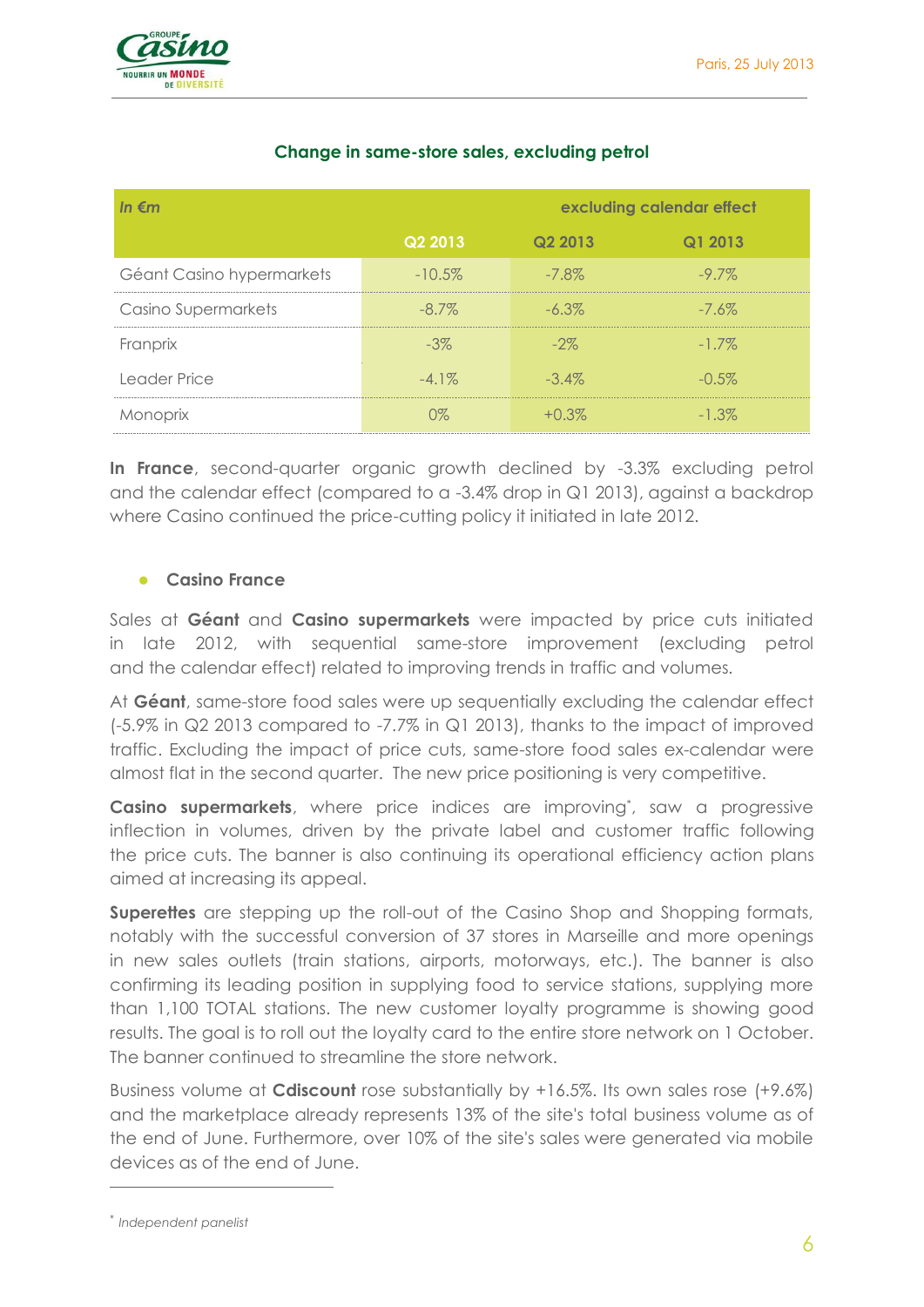### Change in same-store sales, excluding petrol

| *In €m* | | excluding calendar effect | |
|---|---|---|---|
| | Q2 2013 | Q2 2013 | Q1 2013 |
| Géant Casino hypermarkets | -10.5% | -7.8% | -9.7% |
| Casino Supermarkets | -8.7% | -6.3% | -7.6% |
| Franprix | -3% | -2% | -1.7% |
| Leader Price | -4.1% | -3.4% | -0.5% |
| Monoprix | 0% | +0.3% | -1.3% |

**In France**, second-quarter organic growth declined by -3.3% excluding petrol and the calendar effect (compared to a -3.4% drop in Q1 2013), against a backdrop where Casino continued the price-cutting policy it initiated in late 2012.

- **Casino France**

Sales at **Géant** and **Casino supermarkets** were impacted by price cuts initiated in late 2012, with sequential same-store improvement (excluding petrol and the calendar effect) related to improving trends in traffic and volumes.

At **Géant**, same-store food sales were up sequentially excluding the calendar effect (-5.9% in Q2 2013 compared to -7.7% in Q1 2013), thanks to the impact of improved traffic. Excluding the impact of price cuts, same-store food sales ex-calendar were almost flat in the second quarter. The new price positioning is very competitive.

**Casino supermarkets**, where price indices are improving[*], saw a progressive inflection in volumes, driven by the private label and customer traffic following the price cuts. The banner is also continuing its operational efficiency action plans aimed at increasing its appeal.

**Superettes** are stepping up the roll-out of the Casino Shop and Shopping formats, notably with the successful conversion of 37 stores in Marseille and more openings in new sales outlets (train stations, airports, motorways, etc.). The banner is also confirming its leading position in supplying food to service stations, supplying more than 1,100 TOTAL stations. The new customer loyalty programme is showing good results. The goal is to roll out the loyalty card to the entire store network on 1 October. The banner continued to streamline the store network.

Business volume at **Cdiscount** rose substantially by +16.5%. Its own sales rose (+9.6%) and the marketplace already represents 13% of the site's total business volume as of the end of June. Furthermore, over 10% of the site's sales were generated via mobile devices as of the end of June.

---

[*] *Independent panelist*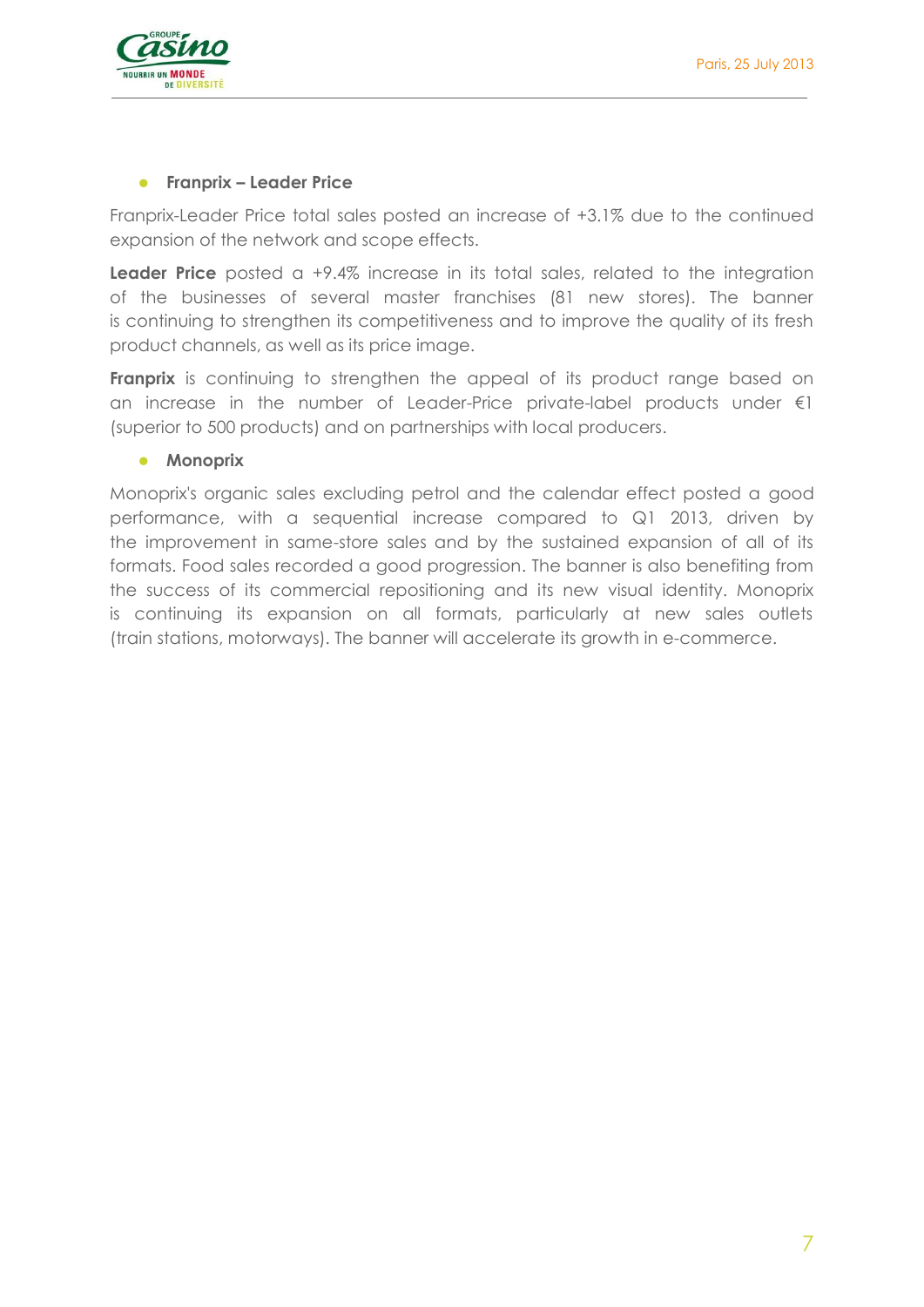- **Franprix – Leader Price**

Franprix-Leader Price total sales posted an increase of +3.1% due to the continued expansion of the network and scope effects.

**Leader Price** posted a +9.4% increase in its total sales, related to the integration of the businesses of several master franchises (81 new stores). The banner is continuing to strengthen its competitiveness and to improve the quality of its fresh product channels, as well as its price image.

**Franprix** is continuing to strengthen the appeal of its product range based on an increase in the number of Leader-Price private-label products under €1 (superior to 500 products) and on partnerships with local producers.

- **Monoprix**

Monoprix's organic sales excluding petrol and the calendar effect posted a good performance, with a sequential increase compared to Q1 2013, driven by the improvement in same-store sales and by the sustained expansion of all of its formats. Food sales recorded a good progression. The banner is also benefiting from the success of its commercial repositioning and its new visual identity. Monoprix is continuing its expansion on all formats, particularly at new sales outlets (train stations, motorways). The banner will accelerate its growth in e-commerce.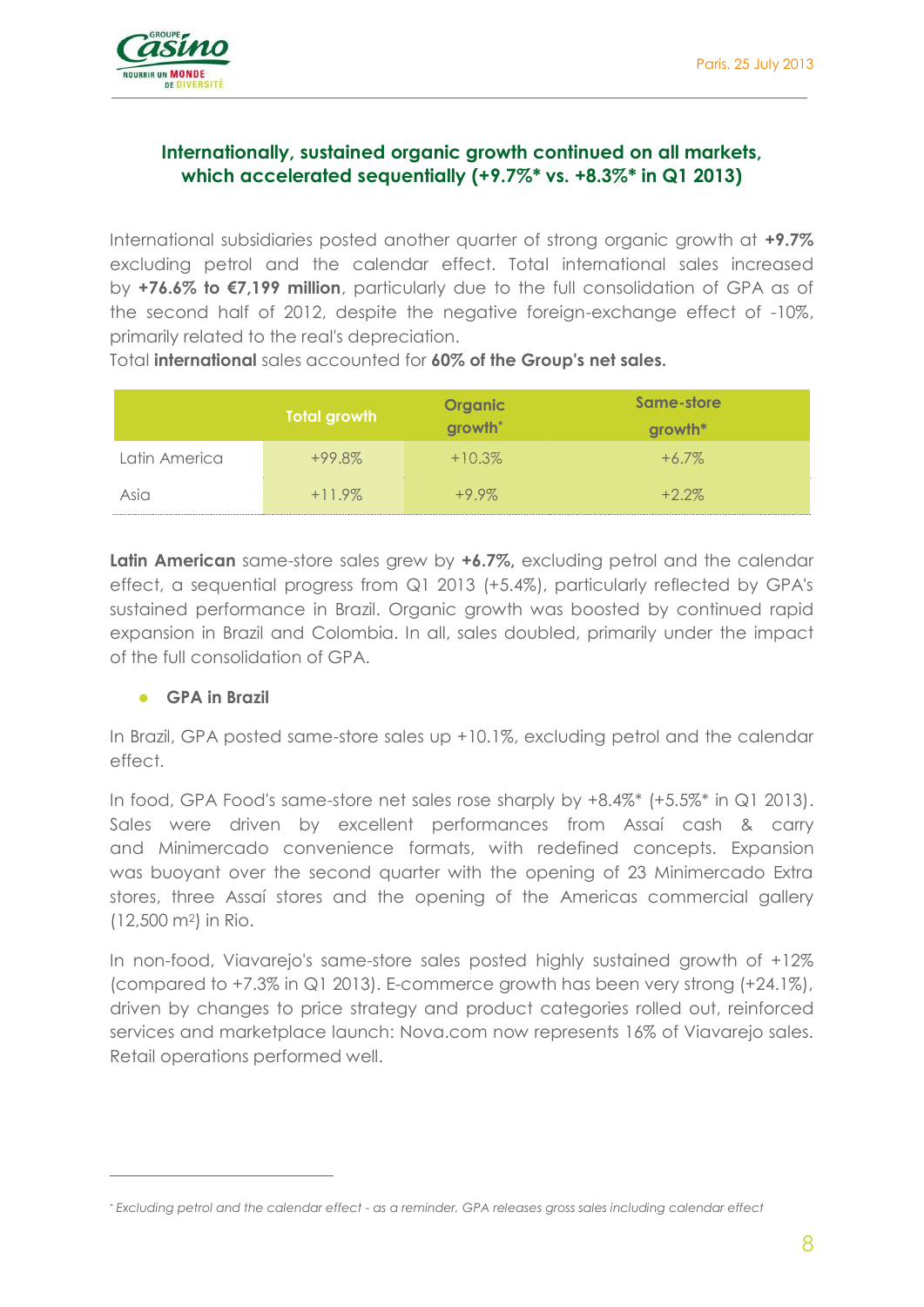## Internationally, sustained organic growth continued on all markets, which accelerated sequentially (+9.7%* vs. +8.3%* in Q1 2013)

International subsidiaries posted another quarter of strong organic growth at **+9.7%** excluding petrol and the calendar effect. Total international sales increased by **+76.6% to €7,199 million**, particularly due to the full consolidation of GPA as of the second half of 2012, despite the negative foreign-exchange effect of -10%, primarily related to the real's depreciation.

Total **international** sales accounted for **60% of the Group's net sales.**

| | Total growth | Organic growth* | Same-store growth* |
|---|---|---|---|
| Latin America | +99.8% | +10.3% | +6.7% |
| Asia | +11.9% | +9.9% | +2.2% |

**Latin American** same-store sales grew by **+6.7%,** excluding petrol and the calendar effect, a sequential progress from Q1 2013 (+5.4%), particularly reflected by GPA's sustained performance in Brazil. Organic growth was boosted by continued rapid expansion in Brazil and Colombia. In all, sales doubled, primarily under the impact of the full consolidation of GPA.

- **GPA in Brazil**

In Brazil, GPA posted same-store sales up +10.1%, excluding petrol and the calendar effect.

In food, GPA Food's same-store net sales rose sharply by +8.4%* (+5.5%* in Q1 2013). Sales were driven by excellent performances from Assaí cash & carry and Minimercado convenience formats, with redefined concepts. Expansion was buoyant over the second quarter with the opening of 23 Minimercado Extra stores, three Assaí stores and the opening of the Americas commercial gallery (12,500 m$^2$) in Rio.

In non-food, Viavarejo's same-store sales posted highly sustained growth of +12% (compared to +7.3% in Q1 2013). E-commerce growth has been very strong (+24.1%), driven by changes to price strategy and product categories rolled out, reinforced services and marketplace launch: Nova.com now represents 16% of Viavarejo sales. Retail operations performed well.

---

* *Excluding petrol and the calendar effect - as a reminder, GPA releases gross sales including calendar effect*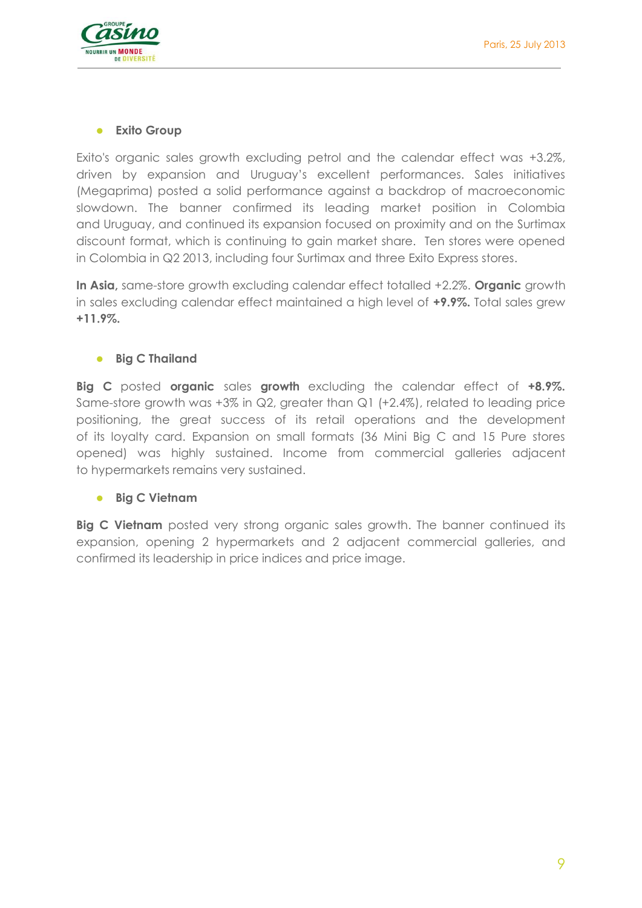- **Exito Group**

Exito's organic sales growth excluding petrol and the calendar effect was +3.2%, driven by expansion and Uruguay's excellent performances. Sales initiatives (Megaprima) posted a solid performance against a backdrop of macroeconomic slowdown. The banner confirmed its leading market position in Colombia and Uruguay, and continued its expansion focused on proximity and on the Surtimax discount format, which is continuing to gain market share. Ten stores were opened in Colombia in Q2 2013, including four Surtimax and three Exito Express stores.

**In Asia,** same-store growth excluding calendar effect totalled +2.2%. **Organic** growth in sales excluding calendar effect maintained a high level of **+9.9%.** Total sales grew **+11.9%.**

- **Big C Thailand**

**Big C** posted **organic** sales **growth** excluding the calendar effect of **+8.9%.** Same-store growth was +3% in Q2, greater than Q1 (+2.4%), related to leading price positioning, the great success of its retail operations and the development of its loyalty card. Expansion on small formats (36 Mini Big C and 15 Pure stores opened) was highly sustained. Income from commercial galleries adjacent to hypermarkets remains very sustained.

- **Big C Vietnam**

**Big C Vietnam** posted very strong organic sales growth. The banner continued its expansion, opening 2 hypermarkets and 2 adjacent commercial galleries, and confirmed its leadership in price indices and price image.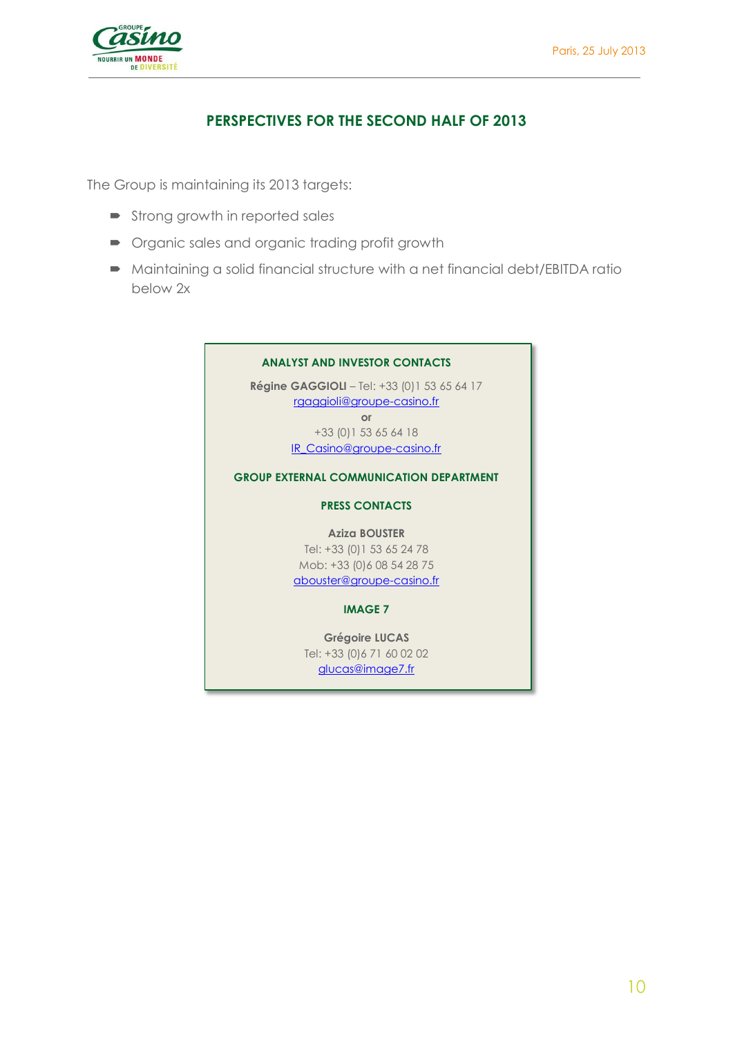## PERSPECTIVES FOR THE SECOND HALF OF 2013

The Group is maintaining its 2013 targets:

- Strong growth in reported sales
- Organic sales and organic trading profit growth
- Maintaining a solid financial structure with a net financial debt/EBITDA ratio below 2x

**ANALYST AND INVESTOR CONTACTS**

**Régine GAGGIOLI** – Tel: +33 (0)1 53 65 64 17
rgaggioli@groupe-casino.fr
**or**
+33 (0)1 53 65 64 18
IR_Casino@groupe-casino.fr

**GROUP EXTERNAL COMMUNICATION DEPARTMENT**

**PRESS CONTACTS**

**Aziza BOUSTER**
Tel: +33 (0)1 53 65 24 78
Mob: +33 (0)6 08 54 28 75
abouster@groupe-casino.fr

**IMAGE 7**

**Grégoire LUCAS**
Tel: +33 (0)6 71 60 02 02
glucas@image7.fr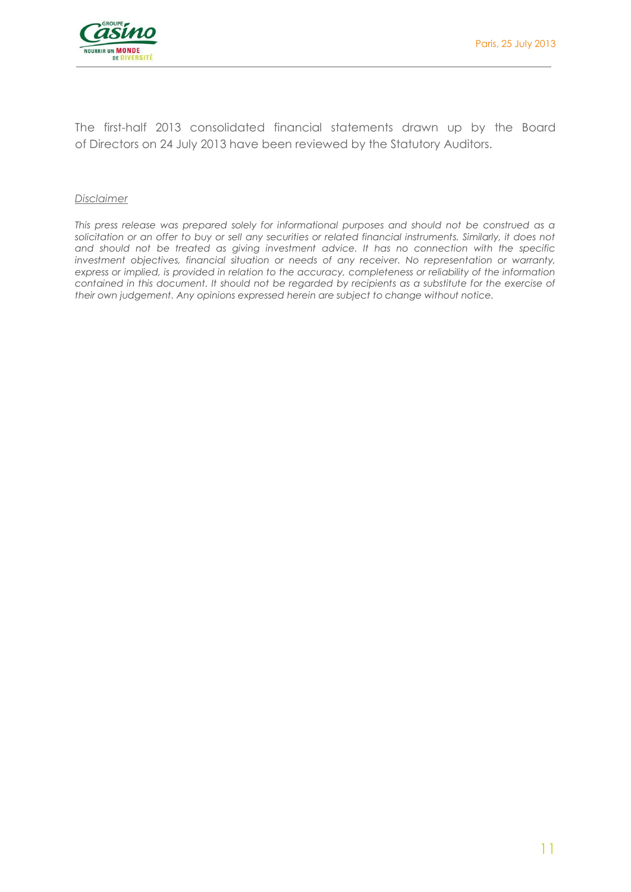The first-half 2013 consolidated financial statements drawn up by the Board of Directors on 24 July 2013 have been reviewed by the Statutory Auditors.

<u>*Disclaimer*</u>

*This press release was prepared solely for informational purposes and should not be construed as a solicitation or an offer to buy or sell any securities or related financial instruments. Similarly, it does not and should not be treated as giving investment advice. It has no connection with the specific investment objectives, financial situation or needs of any receiver. No representation or warranty, express or implied, is provided in relation to the accuracy, completeness or reliability of the information contained in this document. It should not be regarded by recipients as a substitute for the exercise of their own judgement. Any opinions expressed herein are subject to change without notice.*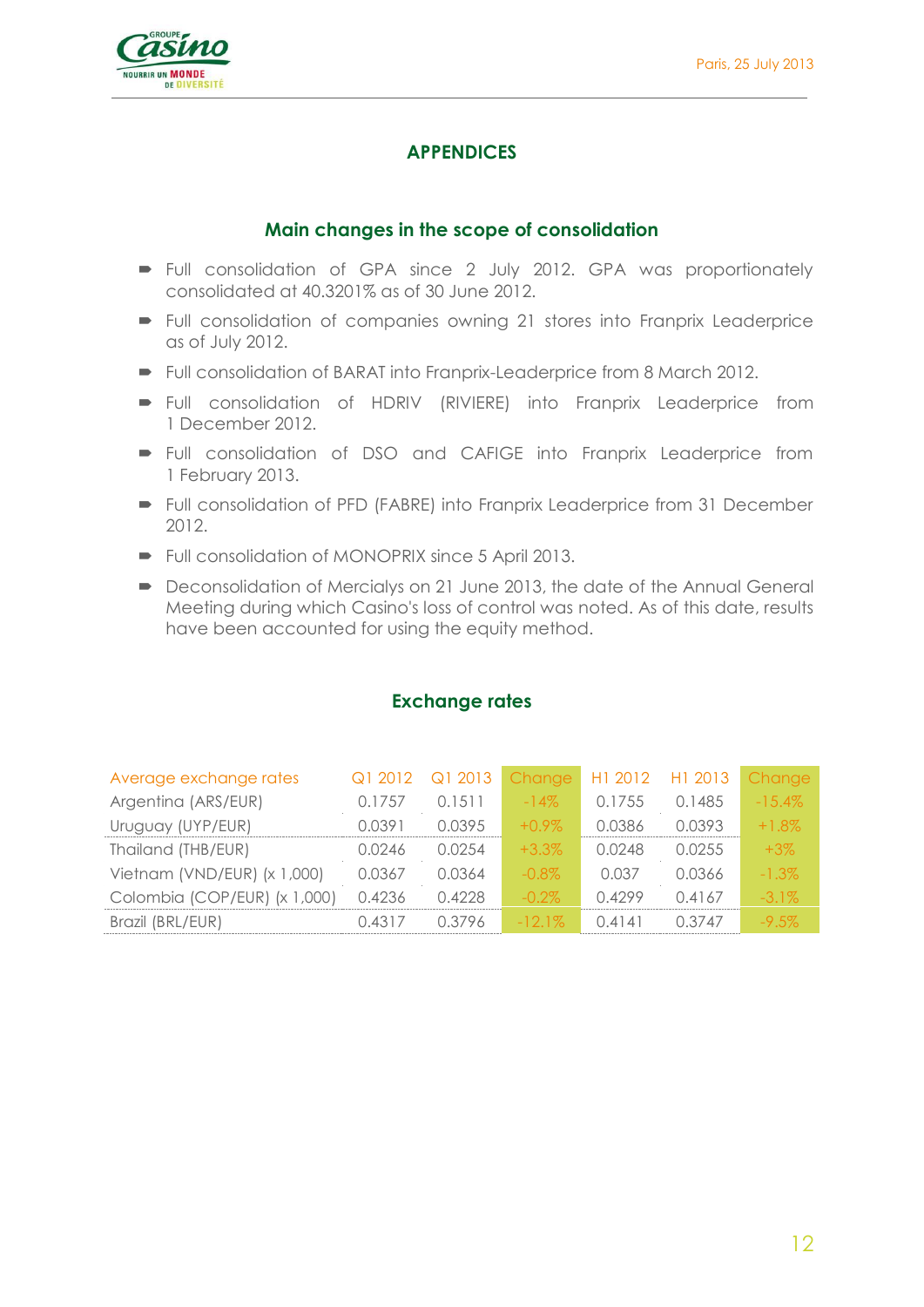# APPENDICES

## Main changes in the scope of consolidation

- Full consolidation of GPA since 2 July 2012. GPA was proportionately consolidated at 40.3201% as of 30 June 2012.
- Full consolidation of companies owning 21 stores into Franprix Leaderprice as of July 2012.
- Full consolidation of BARAT into Franprix-Leaderprice from 8 March 2012.
- Full consolidation of HDRIV (RIVIERE) into Franprix Leaderprice from 1 December 2012.
- Full consolidation of DSO and CAFIGE into Franprix Leaderprice from 1 February 2013.
- Full consolidation of PFD (FABRE) into Franprix Leaderprice from 31 December 2012.
- Full consolidation of MONOPRIX since 5 April 2013.
- Deconsolidation of Mercialys on 21 June 2013, the date of the Annual General Meeting during which Casino's loss of control was noted. As of this date, results have been accounted for using the equity method.

## Exchange rates

| Average exchange rates | Q1 2012 | Q1 2013 | Change | H1 2012 | H1 2013 | Change |
|---|---|---|---|---|---|---|
| Argentina (ARS/EUR) | 0.1757 | 0.1511 | -14% | 0.1755 | 0.1485 | -15.4% |
| Uruguay (UYP/EUR) | 0.0391 | 0.0395 | +0.9% | 0.0386 | 0.0393 | +1.8% |
| Thailand (THB/EUR) | 0.0246 | 0.0254 | +3.3% | 0.0248 | 0.0255 | +3% |
| Vietnam (VND/EUR) (x 1,000) | 0.0367 | 0.0364 | -0.8% | 0.037 | 0.0366 | -1.3% |
| Colombia (COP/EUR) (x 1,000) | 0.4236 | 0.4228 | -0.2% | 0.4299 | 0.4167 | -3.1% |
| Brazil (BRL/EUR) | 0.4317 | 0.3796 | -12.1% | 0.4141 | 0.3747 | -9.5% |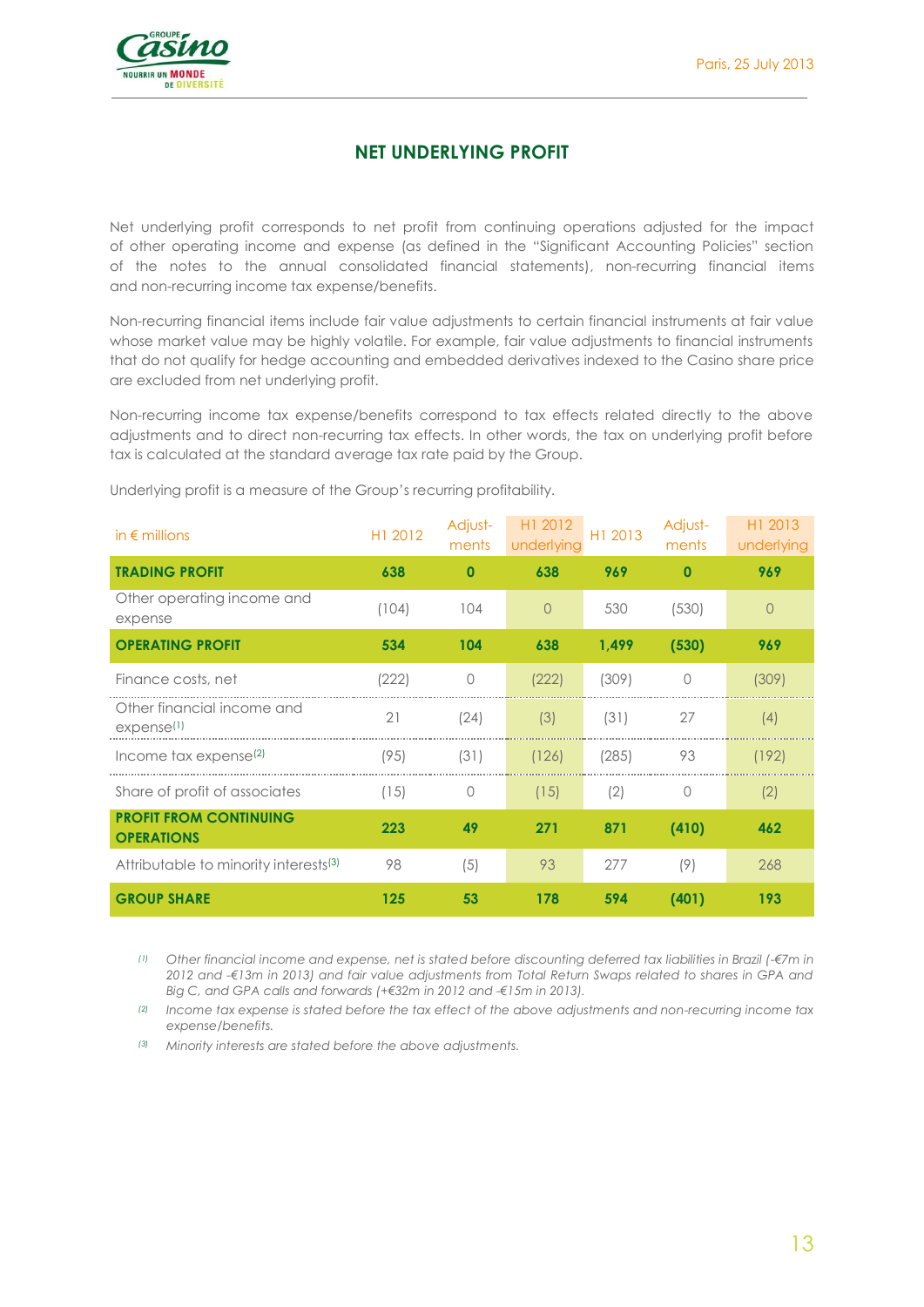## NET UNDERLYING PROFIT

Net underlying profit corresponds to net profit from continuing operations adjusted for the impact of other operating income and expense (as defined in the "Significant Accounting Policies" section of the notes to the annual consolidated financial statements), non-recurring financial items and non-recurring income tax expense/benefits.

Non-recurring financial items include fair value adjustments to certain financial instruments at fair value whose market value may be highly volatile. For example, fair value adjustments to financial instruments that do not qualify for hedge accounting and embedded derivatives indexed to the Casino share price are excluded from net underlying profit.

Non-recurring income tax expense/benefits correspond to tax effects related directly to the above adjustments and to direct non-recurring tax effects. In other words, the tax on underlying profit before tax is calculated at the standard average tax rate paid by the Group.

Underlying profit is a measure of the Group's recurring profitability.

| in € millions | H1 2012 | Adjust-ments | H1 2012 underlying | H1 2013 | Adjust-ments | H1 2013 underlying |
|---|---|---|---|---|---|---|
| **TRADING PROFIT** | **638** | **0** | **638** | **969** | **0** | **969** |
| Other operating income and expense | (104) | 104 | 0 | 530 | (530) | 0 |
| **OPERATING PROFIT** | **534** | **104** | **638** | **1,499** | **(530)** | **969** |
| Finance costs, net | (222) | 0 | (222) | (309) | 0 | (309) |
| Other financial income and expense[1] | 21 | (24) | (3) | (31) | 27 | (4) |
| Income tax expense[2] | (95) | (31) | (126) | (285) | 93 | (192) |
| Share of profit of associates | (15) | 0 | (15) | (2) | 0 | (2) |
| **PROFIT FROM CONTINUING OPERATIONS** | **223** | **49** | **271** | **871** | **(410)** | **462** |
| Attributable to minority interests[3] | 98 | (5) | 93 | 277 | (9) | 268 |
| **GROUP SHARE** | **125** | **53** | **178** | **594** | **(401)** | **193** |

*(1) Other financial income and expense, net is stated before discounting deferred tax liabilities in Brazil (-€7m in 2012 and -€13m in 2013) and fair value adjustments from Total Return Swaps related to shares in GPA and Big C, and GPA calls and forwards (+€32m in 2012 and -€15m in 2013).*

*(2) Income tax expense is stated before the tax effect of the above adjustments and non-recurring income tax expense/benefits.*

*(3) Minority interests are stated before the above adjustments.*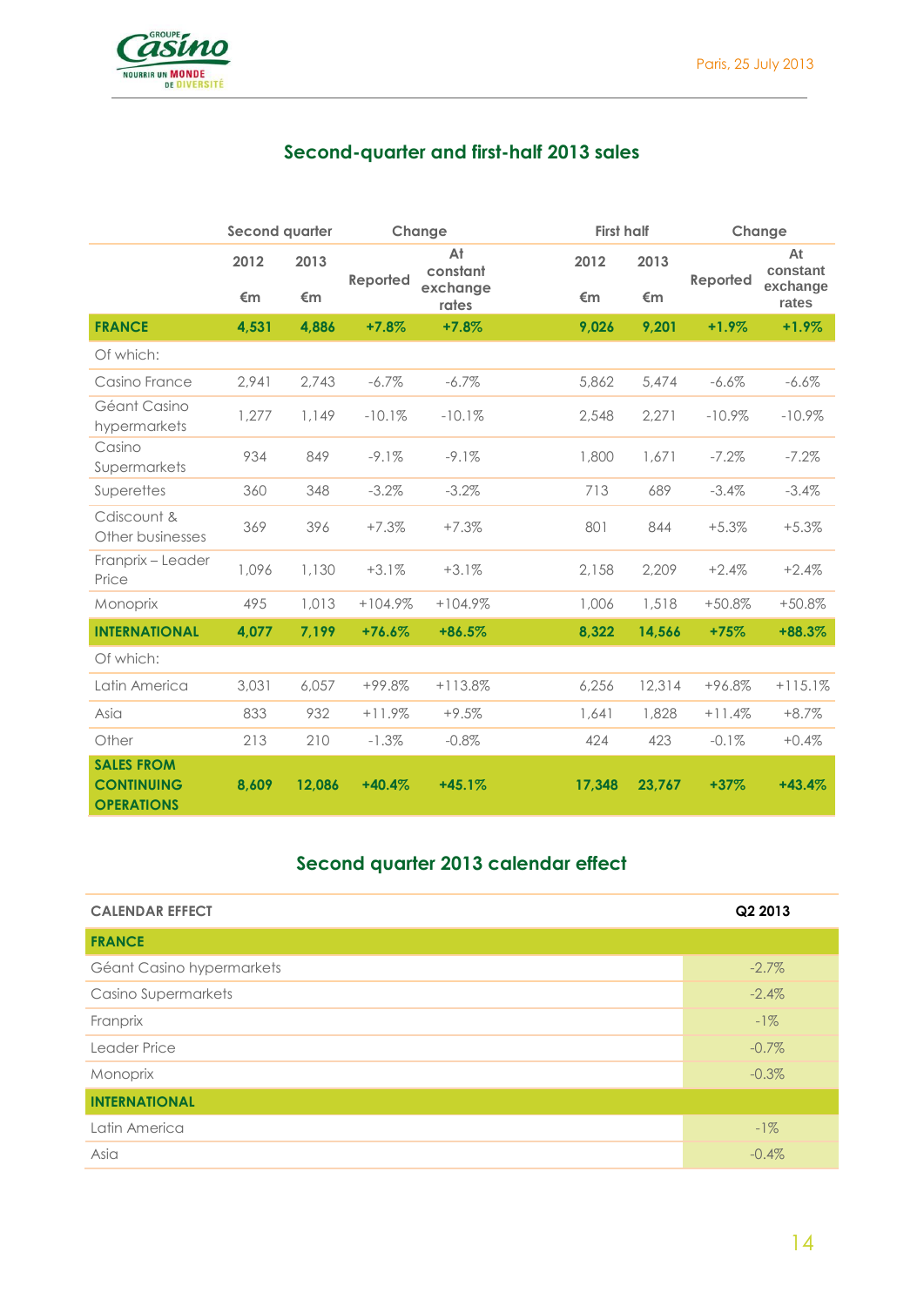## Second-quarter and first-half 2013 sales

| | Second quarter | | Change | | First half | | Change | |
|---|---|---|---|---|---|---|---|---|
| | 2012 €m | 2013 €m | Reported | At constant exchange rates | 2012 €m | 2013 €m | Reported | At constant exchange rates |
| **FRANCE** | **4,531** | **4,886** | **+7.8%** | **+7.8%** | **9,026** | **9,201** | **+1.9%** | **+1.9%** |
| Of which: | | | | | | | | |
| Casino France | 2,941 | 2,743 | -6.7% | -6.7% | 5,862 | 5,474 | -6.6% | -6.6% |
| Géant Casino hypermarkets | 1,277 | 1,149 | -10.1% | -10.1% | 2,548 | 2,271 | -10.9% | -10.9% |
| Casino Supermarkets | 934 | 849 | -9.1% | -9.1% | 1,800 | 1,671 | -7.2% | -7.2% |
| Superettes | 360 | 348 | -3.2% | -3.2% | 713 | 689 | -3.4% | -3.4% |
| Cdiscount & Other businesses | 369 | 396 | +7.3% | +7.3% | 801 | 844 | +5.3% | +5.3% |
| Franprix – Leader Price | 1,096 | 1,130 | +3.1% | +3.1% | 2,158 | 2,209 | +2.4% | +2.4% |
| Monoprix | 495 | 1,013 | +104.9% | +104.9% | 1,006 | 1,518 | +50.8% | +50.8% |
| **INTERNATIONAL** | **4,077** | **7,199** | **+76.6%** | **+86.5%** | **8,322** | **14,566** | **+75%** | **+88.3%** |
| Of which: | | | | | | | | |
| Latin America | 3,031 | 6,057 | +99.8% | +113.8% | 6,256 | 12,314 | +96.8% | +115.1% |
| Asia | 833 | 932 | +11.9% | +9.5% | 1,641 | 1,828 | +11.4% | +8.7% |
| Other | 213 | 210 | -1.3% | -0.8% | 424 | 423 | -0.1% | +0.4% |
| **SALES FROM CONTINUING OPERATIONS** | **8,609** | **12,086** | **+40.4%** | **+45.1%** | **17,348** | **23,767** | **+37%** | **+43.4%** |

## Second quarter 2013 calendar effect

| CALENDAR EFFECT | Q2 2013 |
|---|---|
| **FRANCE** | |
| Géant Casino hypermarkets | -2.7% |
| Casino Supermarkets | -2.4% |
| Franprix | -1% |
| Leader Price | -0.7% |
| Monoprix | -0.3% |
| **INTERNATIONAL** | |
| Latin America | -1% |
| Asia | -0.4% |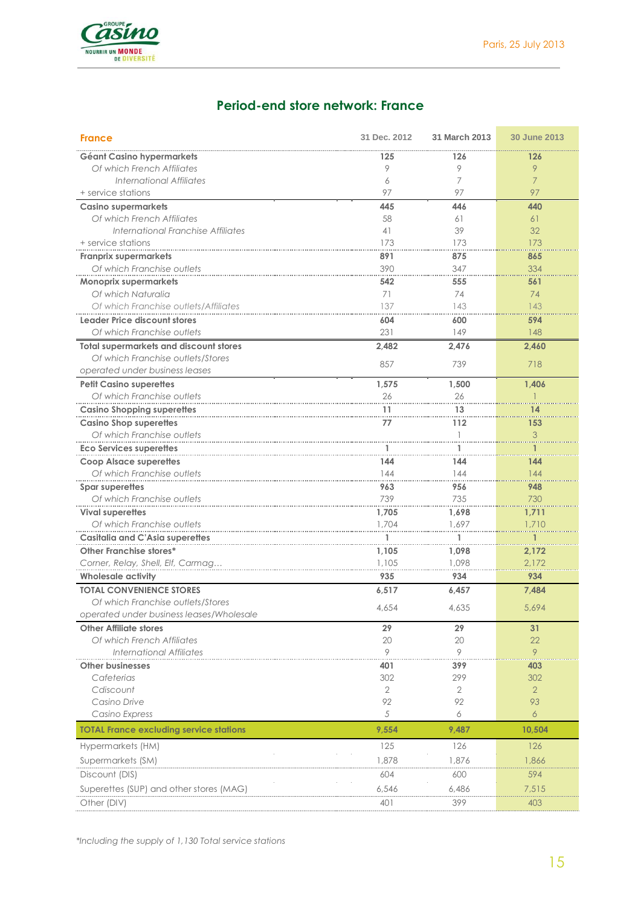## Period-end store network: France

| France | 31 Dec. 2012 | 31 March 2013 | 30 June 2013 |
|---|---|---|---|
| **Géant Casino hypermarkets** | **125** | **126** | **126** |
| *Of which French Affiliates* | 9 | 9 | 9 |
| *International Affiliates* | 6 | 7 | 7 |
| + service stations | 97 | 97 | 97 |
| **Casino supermarkets** | **445** | **446** | **440** |
| *Of which French Affiliates* | 58 | 61 | 61 |
| *International Franchise Affiliates* | 41 | 39 | 32 |
| + service stations | 173 | 173 | 173 |
| **Franprix supermarkets** | **891** | **875** | **865** |
| *Of which Franchise outlets* | 390 | 347 | 334 |
| **Monoprix supermarkets** | **542** | **555** | **561** |
| *Of which Naturalia* | 71 | 74 | 74 |
| *Of which Franchise outlets/Affiliates* | 137 | 143 | 143 |
| **Leader Price discount stores** | **604** | **600** | **594** |
| *Of which Franchise outlets* | 231 | 149 | 148 |
| **Total supermarkets and discount stores** | **2,482** | **2,476** | **2,460** |
| *Of which Franchise outlets/Stores operated under business leases* | 857 | 739 | 718 |
| **Petit Casino superettes** | **1,575** | **1,500** | **1,406** |
| *Of which Franchise outlets* | 26 | 26 | 1 |
| **Casino Shopping superettes** | **11** | **13** | **14** |
| **Casino Shop superettes** | **77** | **112** | **153** |
| *Of which Franchise outlets* | | 1 | 3 |
| **Eco Services superettes** | **1** | **1** | **1** |
| **Coop Alsace superettes** | **144** | **144** | **144** |
| *Of which Franchise outlets* | 144 | 144 | 144 |
| **Spar superettes** | **963** | **956** | **948** |
| *Of which Franchise outlets* | 739 | 735 | 730 |
| **Vival superettes** | **1,705** | **1,698** | **1,711** |
| *Of which Franchise outlets* | 1,704 | 1,697 | 1,710 |
| **Casitalia and C'Asia superettes** | **1** | **1** | **1** |
| **Other Franchise stores*** | **1,105** | **1,098** | **2,172** |
| *Corner, Relay, Shell, Elf, Carmag…* | 1,105 | 1,098 | 2,172 |
| **Wholesale activity** | **935** | **934** | **934** |
| **TOTAL CONVENIENCE STORES** | **6,517** | **6,457** | **7,484** |
| *Of which Franchise outlets/Stores operated under business leases/Wholesale* | 4,654 | 4,635 | 5,694 |
| **Other Affiliate stores** | **29** | **29** | **31** |
| *Of which French Affiliates* | 20 | 20 | 22 |
| *International Affiliates* | 9 | 9 | 9 |
| **Other businesses** | **401** | **399** | **403** |
| *Cafeterias* | 302 | 299 | 302 |
| *Cdiscount* | 2 | 2 | 2 |
| *Casino Drive* | 92 | 92 | 93 |
| *Casino Express* | 5 | 6 | 6 |
| **TOTAL France excluding service stations** | **9,554** | **9,487** | **10,504** |
| Hypermarkets (HM) | 125 | 126 | 126 |
| Supermarkets (SM) | 1,878 | 1,876 | 1,866 |
| Discount (DIS) | 604 | 600 | 594 |
| Superettes (SUP) and other stores (MAG) | 6,546 | 6,486 | 7,515 |
| Other (DIV) | 401 | 399 | 403 |

*Including the supply of 1,130 Total service stations*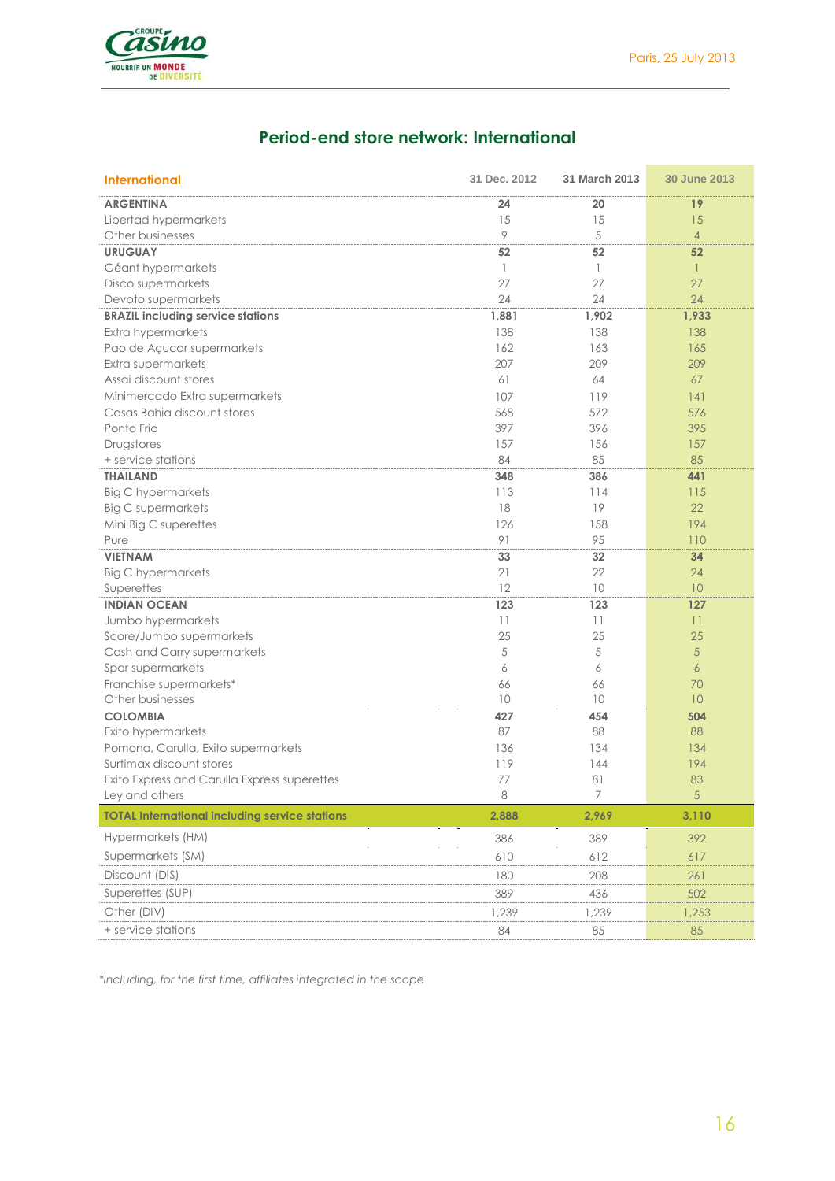## Period-end store network: International

| International | 31 Dec. 2012 | 31 March 2013 | 30 June 2013 |
|---|---|---|---|
| **ARGENTINA** | **24** | **20** | **19** |
| Libertad hypermarkets | 15 | 15 | 15 |
| Other businesses | 9 | 5 | 4 |
| **URUGUAY** | **52** | **52** | **52** |
| Géant hypermarkets | 1 | 1 | 1 |
| Disco supermarkets | 27 | 27 | 27 |
| Devoto supermarkets | 24 | 24 | 24 |
| **BRAZIL including service stations** | **1,881** | **1,902** | **1,933** |
| Extra hypermarkets | 138 | 138 | 138 |
| Pao de Açucar supermarkets | 162 | 163 | 165 |
| Extra supermarkets | 207 | 209 | 209 |
| Assai discount stores | 61 | 64 | 67 |
| Minimercado Extra supermarkets | 107 | 119 | 141 |
| Casas Bahia discount stores | 568 | 572 | 576 |
| Ponto Frio | 397 | 396 | 395 |
| Drugstores | 157 | 156 | 157 |
| + service stations | 84 | 85 | 85 |
| **THAILAND** | **348** | **386** | **441** |
| Big C hypermarkets | 113 | 114 | 115 |
| Big C supermarkets | 18 | 19 | 22 |
| Mini Big C superettes | 126 | 158 | 194 |
| Pure | 91 | 95 | 110 |
| **VIETNAM** | **33** | **32** | **34** |
| Big C hypermarkets | 21 | 22 | 24 |
| Superettes | 12 | 10 | 10 |
| **INDIAN OCEAN** | **123** | **123** | **127** |
| Jumbo hypermarkets | 11 | 11 | 11 |
| Score/Jumbo supermarkets | 25 | 25 | 25 |
| Cash and Carry supermarkets | 5 | 5 | 5 |
| Spar supermarkets | 6 | 6 | 6 |
| Franchise supermarkets* | 66 | 66 | 70 |
| Other businesses | 10 | 10 | 10 |
| **COLOMBIA** | **427** | **454** | **504** |
| Exito hypermarkets | 87 | 88 | 88 |
| Pomona, Carulla, Exito supermarkets | 136 | 134 | 134 |
| Surtimax discount stores | 119 | 144 | 194 |
| Exito Express and Carulla Express superettes | 77 | 81 | 83 |
| Ley and others | 8 | 7 | 5 |
| **TOTAL International including service stations** | **2,888** | **2,969** | **3,110** |
| Hypermarkets (HM) | 386 | 389 | 392 |
| Supermarkets (SM) | 610 | 612 | 617 |
| Discount (DIS) | 180 | 208 | 261 |
| Superettes (SUP) | 389 | 436 | 502 |
| Other (DIV) | 1,239 | 1,239 | 1,253 |
| + service stations | 84 | 85 | 85 |

*\*Including, for the first time, affiliates integrated in the scope*